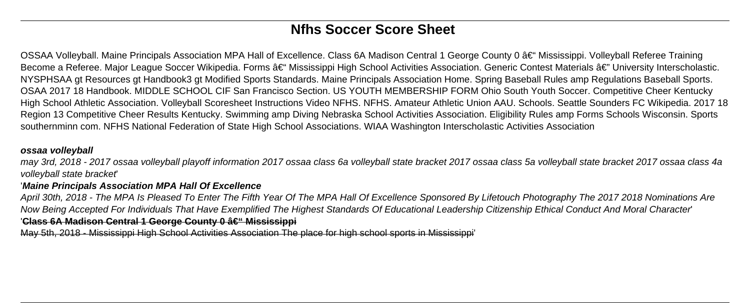# Nfhs Soccer Score Sheet

OSSAA Volleyball. Maine Principals Association MPA Hall of Excellence. Class 6A Madison Central 1 George County 0 â€“ Mississippi. Volleyball Referee Training Become a Referee. Major League Soccer Wikipedia. Forms â€“ Mississippi High School Activities Association. Generic Contest Materials â€" University Interscholastic. NYSPHSAA gt Resources gt Handbook3 gt Modified Sports Standards. Maine Principals Association Home. Spring Baseball Rules amp Regulations Baseball Sports. OSAA 2017 18 Handbook. MIDDLE SCHOOL CIF San Francisco Section. US YOUTH MEMBERSHIP FORM Ohio South Youth Soccer. Competitive Cheer Kentucky High School Athletic Association. Volleyball Scoresheet Instructions Video NFHS. NFHS. Amateur Athletic Union AAU. Schools. Seattle Sounders FC Wikipedia. 2017 18 Region 13 Competitive Cheer Results Kentucky. Swimming amp Diving Nebraska School Activities Association. Eligibility Rules amp Forms Schools Wisconsin. Sports southernminn com. NFHS National Federation of State High School Associations. WIAA Washington Interscholastic Activities Association

**ossaa volleyball**

*may 3rd, 2018 - 2017 ossaa volleyball playoff information 2017 ossaa class 6a volleyball state bracket 2017 ossaa class 5a volleyball state bracket 2017 ossaa class 4a volleyball state bracket*'

'***Maine Principals Association MPA Hall Of Excellence***

*April 30th, 2018 - The MPA Is Pleased To Enter The Fifth Year Of The MPA Hall Of Excellence Sponsored By Lifetouch Photography The 2017 2018 Nominations Are Now Being Accepted For Individuals That Have Exemplified The Highest Standards Of Educational Leadership Citizenship Ethical Conduct And Moral Character*'

'**Class 6A Madison Central 1 George County 0 â€“ Mississippi**

May 5th, 2018 - Mississippi High School Activities Association The place for high school sports in Mississippi'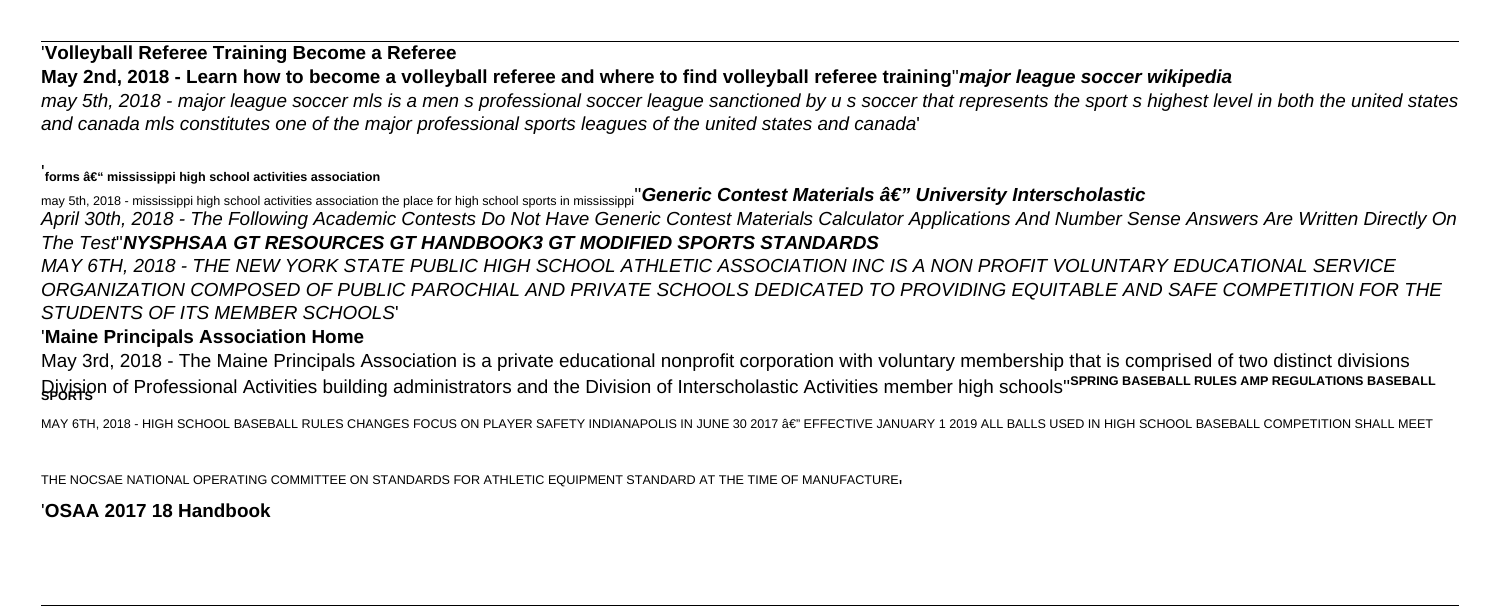'**Volleyball Referee Training Become a Referee**

**May 2nd, 2018 - Learn how to become a volleyball referee and where to find volleyball referee training**''***major league soccer wikipedia***

*may 5th, 2018 - major league soccer mls is a men s professional soccer league sanctioned by u s soccer that represents the sport s highest level in both the united states and canada mls constitutes one of the major professional sports leagues of the united states and canada*'

'**forms â€“ mississippi high school activities association**

may 5th, 2018 - mississippi high school activities association the place for high school sports in mississippi''***Generic Contest Materials â€" University Interscholastic***

*April 30th, 2018 - The Following Academic Contests Do Not Have Generic Contest Materials Calculator Applications And Number Sense Answers Are Written Directly On The Test*''***NYSPHSAA GT RESOURCES GT HANDBOOK3 GT MODIFIED SPORTS STANDARDS***

*MAY 6TH, 2018 - THE NEW YORK STATE PUBLIC HIGH SCHOOL ATHLETIC ASSOCIATION INC IS A NON PROFIT VOLUNTARY EDUCATIONAL SERVICE ORGANIZATION COMPOSED OF PUBLIC PAROCHIAL AND PRIVATE SCHOOLS DEDICATED TO PROVIDING EQUITABLE AND SAFE COMPETITION FOR THE STUDENTS OF ITS MEMBER SCHOOLS*'

'**Maine Principals Association Home**

May 3rd, 2018 - The Maine Principals Association is a private educational nonprofit corporation with voluntary membership that is comprised of two distinct divisions Division of Professional Activities building administrators and the Division of Interscholastic Activities member high schools''**SPRING BASEBALL RULES AMP REGULATIONS BASEBALL SPORTS**

MAY 6TH, 2018 - HIGH SCHOOL BASEBALL RULES CHANGES FOCUS ON PLAYER SAFETY INDIANAPOLIS IN JUNE 30 2017 â€" EFFECTIVE JANUARY 1 2019 ALL BALLS USED IN HIGH SCHOOL BASEBALL COMPETITION SHALL MEET THE NOCSAE NATIONAL OPERATING COMMITTEE ON STANDARDS FOR ATHLETIC EQUIPMENT STANDARD AT THE TIME OF MANUFACTURE,

'**OSAA 2017 18 Handbook**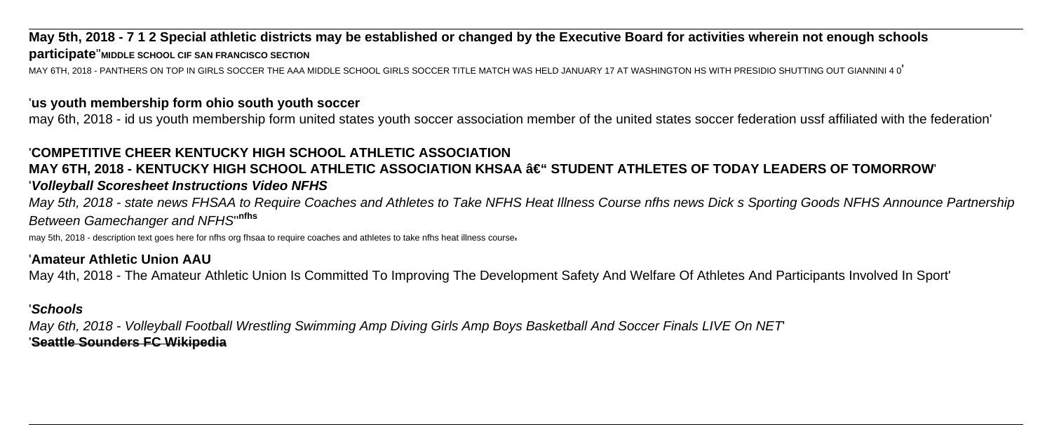**May 5th, 2018 - 7 1 2 Special athletic districts may be established or changed by the Executive Board for activities wherein not enough schools participate**''**MIDDLE SCHOOL CIF SAN FRANCISCO SECTION**

MAY 6TH, 2018 - PANTHERS ON TOP IN GIRLS SOCCER THE AAA MIDDLE SCHOOL GIRLS SOCCER TITLE MATCH WAS HELD JANUARY 17 AT WASHINGTON HS WITH PRESIDIO SHUTTING OUT GIANNINI 4 0'

'**us youth membership form ohio south youth soccer**

may 6th, 2018 - id us youth membership form united states youth soccer association member of the united states soccer federation ussf affiliated with the federation'

'**COMPETITIVE CHEER KENTUCKY HIGH SCHOOL ATHLETIC ASSOCIATION**

**MAY 6TH, 2018 - KENTUCKY HIGH SCHOOL ATHLETIC ASSOCIATION KHSAA â€" STUDENT ATHLETES OF TODAY LEADERS OF TOMORROW**'

'***Volleyball Scoresheet Instructions Video NFHS***

*May 5th, 2018 - state news FHSAA to Require Coaches and Athletes to Take NFHS Heat Illness Course nfhs news Dick s Sporting Goods NFHS Announce Partnership Between Gamechanger and NFHS*''**nfhs**

may 5th, 2018 - description text goes here for nfhs org fhsaa to require coaches and athletes to take nfhs heat illness course'

'**Amateur Athletic Union AAU**

May 4th, 2018 - The Amateur Athletic Union Is Committed To Improving The Development Safety And Welfare Of Athletes And Participants Involved In Sport'

'***Schools***

*May 6th, 2018 - Volleyball Football Wrestling Swimming Amp Diving Girls Amp Boys Basketball And Soccer Finals LIVE On NET*'

'**Seattle Sounders FC Wikipedia**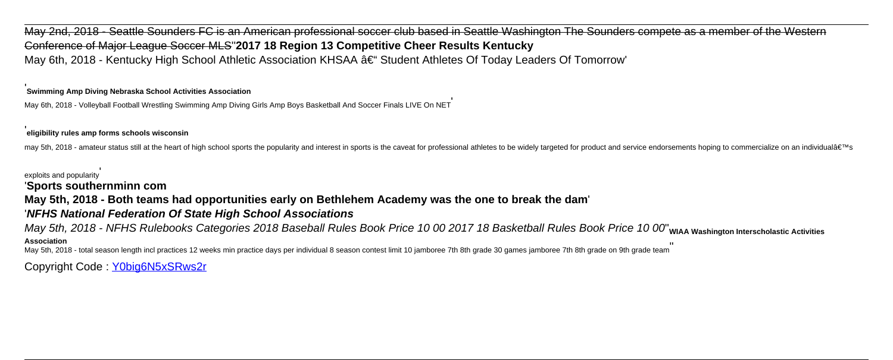May 2nd, 2018 - Seattle Sounders FC is an American professional soccer club based in Seattle Washington The Sounders compete as a member of the Western Conference of Major League Soccer MLS''**2017 18 Region 13 Competitive Cheer Results Kentucky**
May 6th, 2018 - Kentucky High School Athletic Association KHSAA â€" Student Athletes Of Today Leaders Of Tomorrow'

'**Swimming Amp Diving Nebraska School Activities Association**

May 6th, 2018 - Volleyball Football Wrestling Swimming Amp Diving Girls Amp Boys Basketball And Soccer Finals LIVE On NET'

'**eligibility rules amp forms schools wisconsin**

may 5th, 2018 - amateur status still at the heart of high school sports the popularity and interest in sports is the caveat for professional athletes to be widely targeted for product and service endorsements hoping to commercialize on an individualâ€™s exploits and popularity'

'**Sports southernminn com**

**May 5th, 2018 - Both teams had opportunities early on Bethlehem Academy was the one to break the dam**'

'***NFHS National Federation Of State High School Associations***

*May 5th, 2018 - NFHS Rulebooks Categories 2018 Baseball Rules Book Price 10 00 2017 18 Basketball Rules Book Price 10 00*''**WIAA Washington Interscholastic Activities Association**

May 5th, 2018 - total season length incl practices 12 weeks min practice days per individual 8 season contest limit 10 jamboree 7th 8th grade 30 games jamboree 7th 8th grade on 9th grade team''

Copyright Code : Y0big6N5xSRws2r